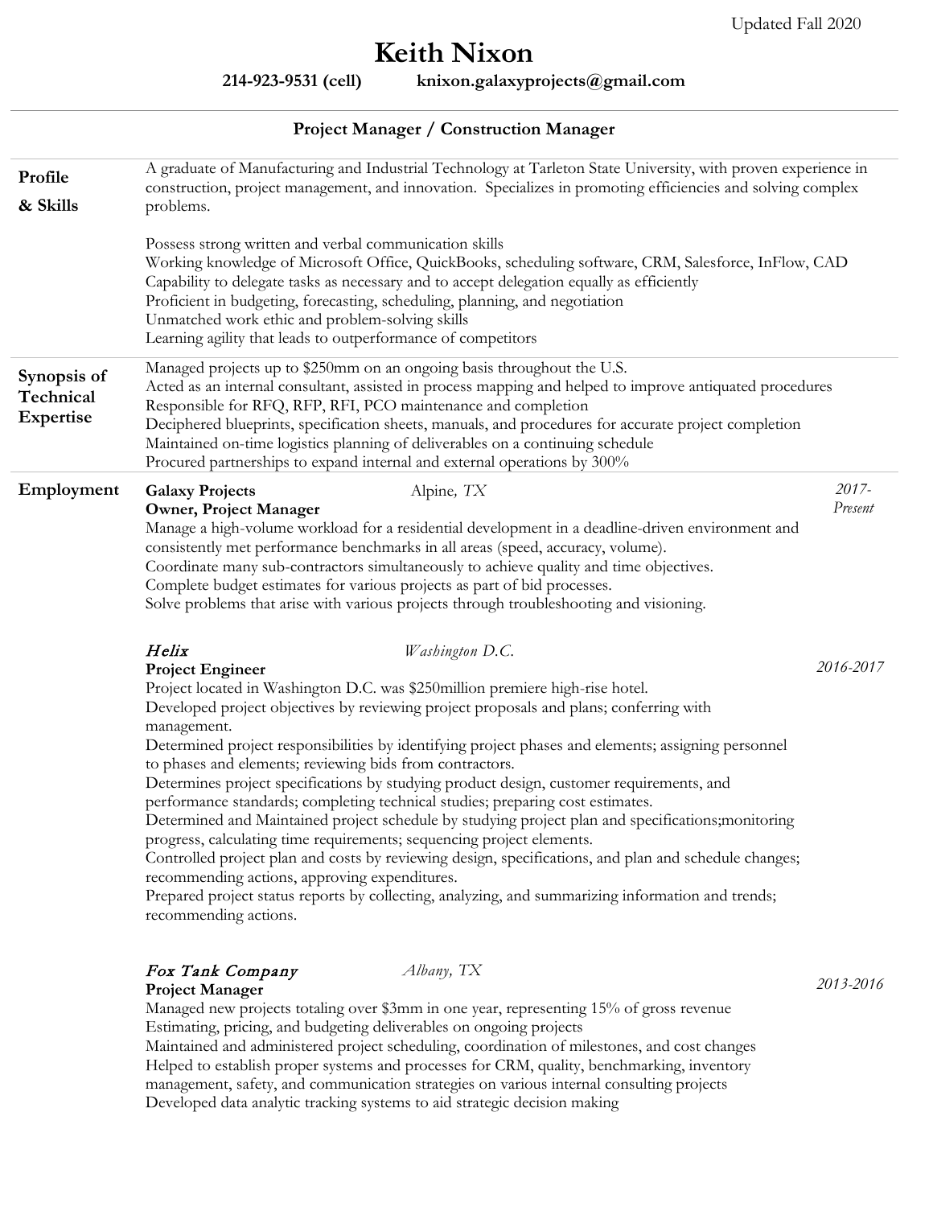Updated Fall 2020

# Keith Nixon

**214-923-9531 (cell)** **knixon.galaxyprojects@gmail.com**

---

**Project Manager / Construction Manager**

## Profile & Skills

A graduate of Manufacturing and Industrial Technology at Tarleton State University, with proven experience in construction, project management, and innovation. Specializes in promoting efficiencies and solving complex problems.

Possess strong written and verbal communication skills
Working knowledge of Microsoft Office, QuickBooks, scheduling software, CRM, Salesforce, InFlow, CAD
Capability to delegate tasks as necessary and to accept delegation equally as efficiently
Proficient in budgeting, forecasting, scheduling, planning, and negotiation
Unmatched work ethic and problem-solving skills
Learning agility that leads to outperformance of competitors

## Synopsis of Technical Expertise

Managed projects up to $250mm on an ongoing basis throughout the U.S.
Acted as an internal consultant, assisted in process mapping and helped to improve antiquated procedures
Responsible for RFQ, RFP, RFI, PCO maintenance and completion
Deciphered blueprints, specification sheets, manuals, and procedures for accurate project completion
Maintained on-time logistics planning of deliverables on a continuing schedule
Procured partnerships to expand internal and external operations by 300%

## Employment

**Galaxy Projects** Alpine*, TX* *2017-Present*
**Owner, Project Manager**
Manage a high-volume workload for a residential development in a deadline-driven environment and consistently met performance benchmarks in all areas (speed, accuracy, volume).
Coordinate many sub-contractors simultaneously to achieve quality and time objectives.
Complete budget estimates for various projects as part of bid processes.
Solve problems that arise with various projects through troubleshooting and visioning.

***Helix*** *Washington D.C.* *2016-2017*
**Project Engineer**
Project located in Washington D.C. was $250million premiere high-rise hotel.
Developed project objectives by reviewing project proposals and plans; conferring with management.
Determined project responsibilities by identifying project phases and elements; assigning personnel to phases and elements; reviewing bids from contractors.
Determines project specifications by studying product design, customer requirements, and performance standards; completing technical studies; preparing cost estimates.
Determined and Maintained project schedule by studying project plan and specifications;monitoring progress, calculating time requirements; sequencing project elements.
Controlled project plan and costs by reviewing design, specifications, and plan and schedule changes; recommending actions, approving expenditures.
Prepared project status reports by collecting, analyzing, and summarizing information and trends; recommending actions.

***Fox Tank Company*** *Albany, TX* *2013-2016*
**Project Manager**
Managed new projects totaling over $3mm in one year, representing 15% of gross revenue
Estimating, pricing, and budgeting deliverables on ongoing projects
Maintained and administered project scheduling, coordination of milestones, and cost changes
Helped to establish proper systems and processes for CRM, quality, benchmarking, inventory management, safety, and communication strategies on various internal consulting projects
Developed data analytic tracking systems to aid strategic decision making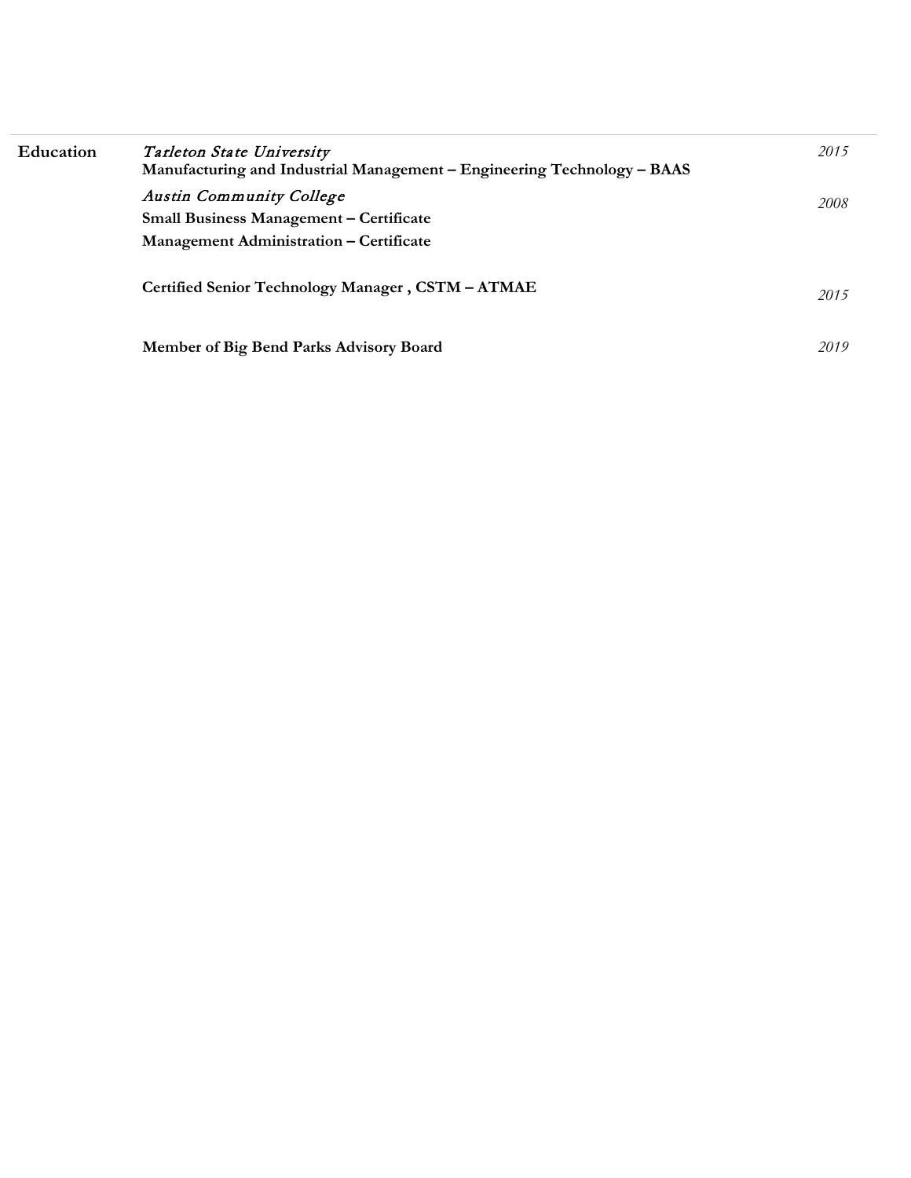## Education

*Tarleton State University* — *2015*
**Manufacturing and Industrial Management – Engineering Technology – BAAS**

*Austin Community College* — *2008*
**Small Business Management – Certificate**
**Management Administration – Certificate**

**Certified Senior Technology Manager , CSTM – ATMAE** — *2015*

**Member of Big Bend Parks Advisory Board** — *2019*